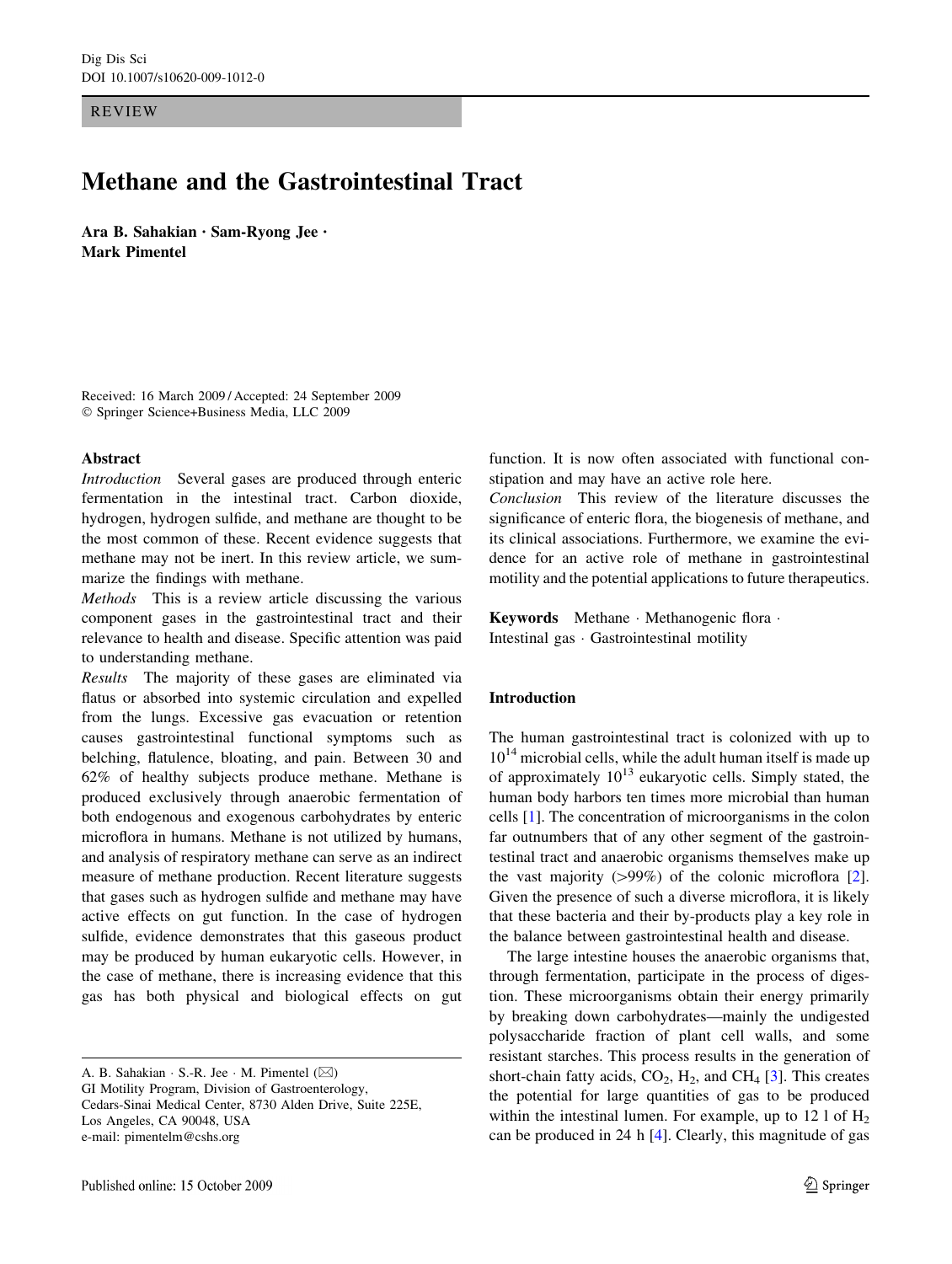REVIEW

# Methane and the Gastrointestinal Tract

**Ara B. Sahakian · Sam-Ryong Jee · Mark Pimentel**

Received: 16 March 2009 / Accepted: 24 September 2009
© Springer Science+Business Media, LLC 2009

## Abstract

*Introduction* Several gases are produced through enteric fermentation in the intestinal tract. Carbon dioxide, hydrogen, hydrogen sulfide, and methane are thought to be the most common of these. Recent evidence suggests that methane may not be inert. In this review article, we summarize the findings with methane.

*Methods* This is a review article discussing the various component gases in the gastrointestinal tract and their relevance to health and disease. Specific attention was paid to understanding methane.

*Results* The majority of these gases are eliminated via flatus or absorbed into systemic circulation and expelled from the lungs. Excessive gas evacuation or retention causes gastrointestinal functional symptoms such as belching, flatulence, bloating, and pain. Between 30 and 62% of healthy subjects produce methane. Methane is produced exclusively through anaerobic fermentation of both endogenous and exogenous carbohydrates by enteric microflora in humans. Methane is not utilized by humans, and analysis of respiratory methane can serve as an indirect measure of methane production. Recent literature suggests that gases such as hydrogen sulfide and methane may have active effects on gut function. In the case of hydrogen sulfide, evidence demonstrates that this gaseous product may be produced by human eukaryotic cells. However, in the case of methane, there is increasing evidence that this gas has both physical and biological effects on gut function. It is now often associated with functional constipation and may have an active role here.

*Conclusion* This review of the literature discusses the significance of enteric flora, the biogenesis of methane, and its clinical associations. Furthermore, we examine the evidence for an active role of methane in gastrointestinal motility and the potential applications to future therapeutics.

**Keywords** Methane · Methanogenic flora · Intestinal gas · Gastrointestinal motility

A. B. Sahakian · S.-R. Jee · M. Pimentel (✉)
GI Motility Program, Division of Gastroenterology, Cedars-Sinai Medical Center, 8730 Alden Drive, Suite 225E, Los Angeles, CA 90048, USA
e-mail: pimentelm@cshs.org

## Introduction

The human gastrointestinal tract is colonized with up to $10^{14}$ microbial cells, while the adult human itself is made up of approximately $10^{13}$ eukaryotic cells. Simply stated, the human body harbors ten times more microbial than human cells [1]. The concentration of microorganisms in the colon far outnumbers that of any other segment of the gastrointestinal tract and anaerobic organisms themselves make up the vast majority (>99%) of the colonic microflora [2]. Given the presence of such a diverse microflora, it is likely that these bacteria and their by-products play a key role in the balance between gastrointestinal health and disease.

The large intestine houses the anaerobic organisms that, through fermentation, participate in the process of digestion. These microorganisms obtain their energy primarily by breaking down carbohydrates—mainly the undigested polysaccharide fraction of plant cell walls, and some resistant starches. This process results in the generation of short-chain fatty acids, $CO_2$, $H_2$, and $CH_4$ [3]. This creates the potential for large quantities of gas to be produced within the intestinal lumen. For example, up to 12 l of $H_2$ can be produced in 24 h [4]. Clearly, this magnitude of gas

Published online: 15 October 2009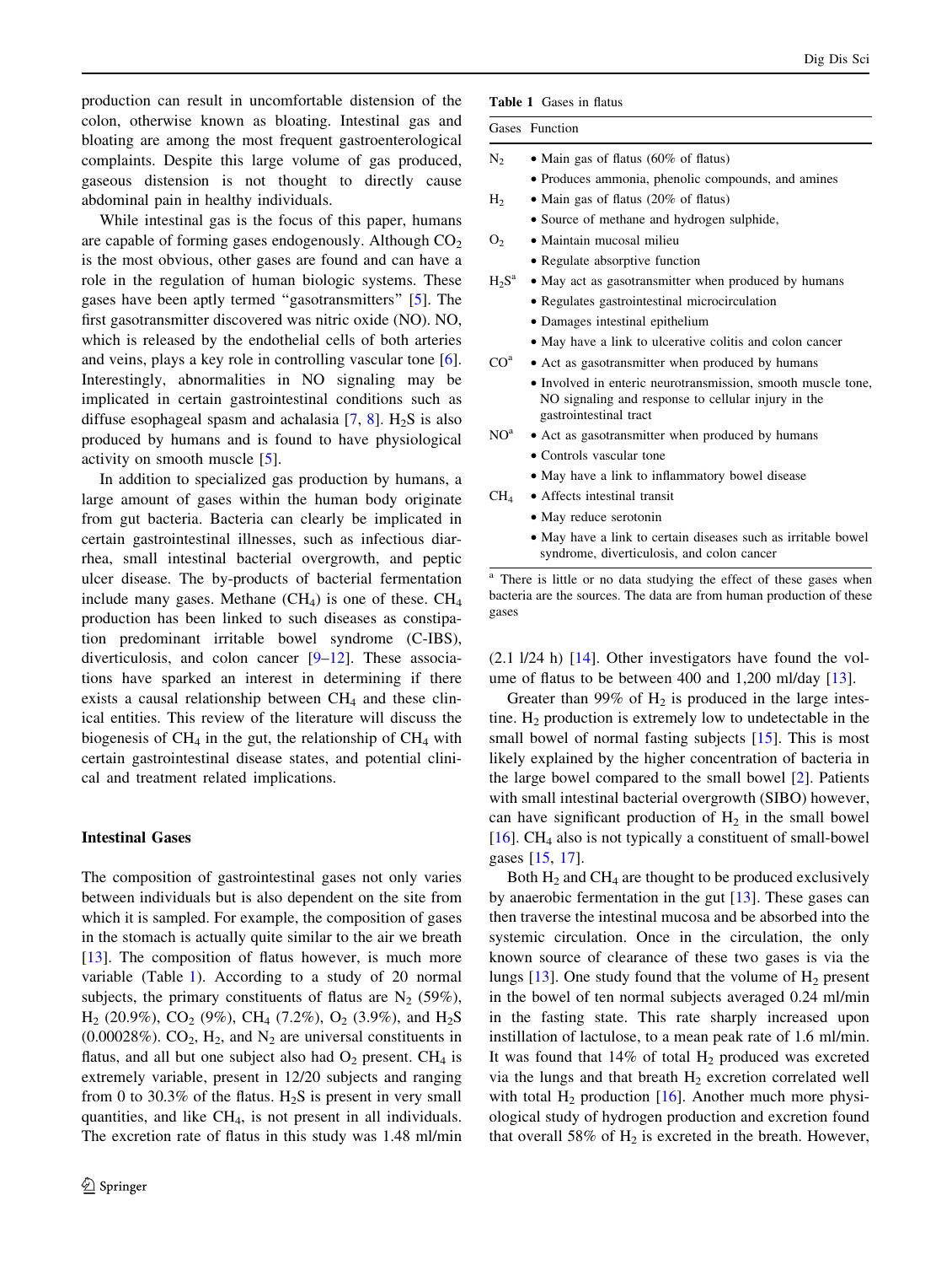production can result in uncomfortable distension of the colon, otherwise known as bloating. Intestinal gas and bloating are among the most frequent gastroenterological complaints. Despite this large volume of gas produced, gaseous distension is not thought to directly cause abdominal pain in healthy individuals.

While intestinal gas is the focus of this paper, humans are capable of forming gases endogenously. Although $CO_2$ is the most obvious, other gases are found and can have a role in the regulation of human biologic systems. These gases have been aptly termed "gasotransmitters" [5]. The first gasotransmitter discovered was nitric oxide (NO). NO, which is released by the endothelial cells of both arteries and veins, plays a key role in controlling vascular tone [6]. Interestingly, abnormalities in NO signaling may be implicated in certain gastrointestinal conditions such as diffuse esophageal spasm and achalasia [7, 8]. $H_2S$ is also produced by humans and is found to have physiological activity on smooth muscle [5].

In addition to specialized gas production by humans, a large amount of gases within the human body originate from gut bacteria. Bacteria can clearly be implicated in certain gastrointestinal illnesses, such as infectious diarrhea, small intestinal bacterial overgrowth, and peptic ulcer disease. The by-products of bacterial fermentation include many gases. Methane ($CH_4$) is one of these. $CH_4$ production has been linked to such diseases as constipation predominant irritable bowel syndrome (C-IBS), diverticulosis, and colon cancer [9–12]. These associations have sparked an interest in determining if there exists a causal relationship between $CH_4$ and these clinical entities. This review of the literature will discuss the biogenesis of $CH_4$ in the gut, the relationship of $CH_4$ with certain gastrointestinal disease states, and potential clinical and treatment related implications.

## Intestinal Gases

The composition of gastrointestinal gases not only varies between individuals but is also dependent on the site from which it is sampled. For example, the composition of gases in the stomach is actually quite similar to the air we breath [13]. The composition of flatus however, is much more variable (Table 1). According to a study of 20 normal subjects, the primary constituents of flatus are $N_2$ (59%), $H_2$ (20.9%), $CO_2$ (9%), $CH_4$ (7.2%), $O_2$ (3.9%), and $H_2S$ (0.00028%). $CO_2$, $H_2$, and $N_2$ are universal constituents in flatus, and all but one subject also had $O_2$ present. $CH_4$ is extremely variable, present in 12/20 subjects and ranging from 0 to 30.3% of the flatus. $H_2S$ is present in very small quantities, and like $CH_4$, is not present in all individuals. The excretion rate of flatus in this study was 1.48 ml/min (2.1 l/24 h) [14]. Other investigators have found the volume of flatus to be between 400 and 1,200 ml/day [13].

**Table 1** Gases in flatus

| Gases | Function |
|---|---|
| $N_2$ | • Main gas of flatus (60% of flatus) |
| | • Produces ammonia, phenolic compounds, and amines |
| $H_2$ | • Main gas of flatus (20% of flatus) |
| | • Source of methane and hydrogen sulphide, |
| $O_2$ | • Maintain mucosal milieu |
| | • Regulate absorptive function |
| $H_2S$[a] | • May act as gasotransmitter when produced by humans |
| | • Regulates gastrointestinal microcirculation |
| | • Damages intestinal epithelium |
| | • May have a link to ulcerative colitis and colon cancer |
| CO[a] | • Act as gasotransmitter when produced by humans |
| | • Involved in enteric neurotransmission, smooth muscle tone, NO signaling and response to cellular injury in the gastrointestinal tract |
| NO[a] | • Act as gasotransmitter when produced by humans |
| | • Controls vascular tone |
| | • May have a link to inflammatory bowel disease |
| $CH_4$ | • Affects intestinal transit |
| | • May reduce serotonin |
| | • May have a link to certain diseases such as irritable bowel syndrome, diverticulosis, and colon cancer |

[a] There is little or no data studying the effect of these gases when bacteria are the sources. The data are from human production of these gases

Greater than 99% of $H_2$ is produced in the large intestine. $H_2$ production is extremely low to undetectable in the small bowel of normal fasting subjects [15]. This is most likely explained by the higher concentration of bacteria in the large bowel compared to the small bowel [2]. Patients with small intestinal bacterial overgrowth (SIBO) however, can have significant production of $H_2$ in the small bowel [16]. $CH_4$ also is not typically a constituent of small-bowel gases [15, 17].

Both $H_2$ and $CH_4$ are thought to be produced exclusively by anaerobic fermentation in the gut [13]. These gases can then traverse the intestinal mucosa and be absorbed into the systemic circulation. Once in the circulation, the only known source of clearance of these two gases is via the lungs [13]. One study found that the volume of $H_2$ present in the bowel of ten normal subjects averaged 0.24 ml/min in the fasting state. This rate sharply increased upon instillation of lactulose, to a mean peak rate of 1.6 ml/min. It was found that 14% of total $H_2$ produced was excreted via the lungs and that breath $H_2$ excretion correlated well with total $H_2$ production [16]. Another much more physiological study of hydrogen production and excretion found that overall 58% of $H_2$ is excreted in the breath. However,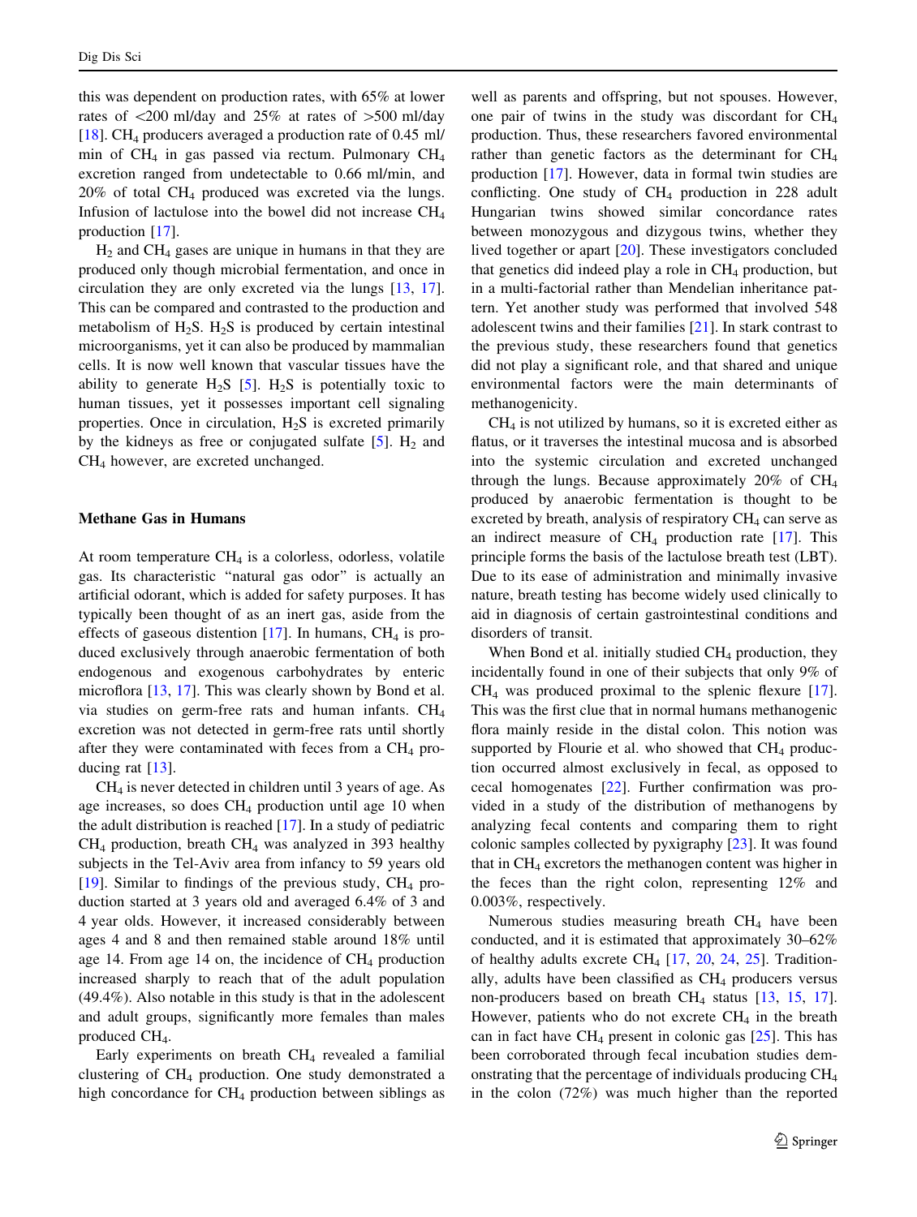this was dependent on production rates, with 65% at lower rates of <200 ml/day and 25% at rates of >500 ml/day [18]. $CH_4$ producers averaged a production rate of 0.45 ml/min of $CH_4$ in gas passed via rectum. Pulmonary $CH_4$ excretion ranged from undetectable to 0.66 ml/min, and 20% of total $CH_4$ produced was excreted via the lungs. Infusion of lactulose into the bowel did not increase $CH_4$ production [17].

$H_2$ and $CH_4$ gases are unique in humans in that they are produced only though microbial fermentation, and once in circulation they are only excreted via the lungs [13, 17]. This can be compared and contrasted to the production and metabolism of $H_2S$. $H_2S$ is produced by certain intestinal microorganisms, yet it can also be produced by mammalian cells. It is now well known that vascular tissues have the ability to generate $H_2S$ [5]. $H_2S$ is potentially toxic to human tissues, yet it possesses important cell signaling properties. Once in circulation, $H_2S$ is excreted primarily by the kidneys as free or conjugated sulfate [5]. $H_2$ and $CH_4$ however, are excreted unchanged.

## Methane Gas in Humans

At room temperature $CH_4$ is a colorless, odorless, volatile gas. Its characteristic "natural gas odor" is actually an artificial odorant, which is added for safety purposes. It has typically been thought of as an inert gas, aside from the effects of gaseous distention [17]. In humans, $CH_4$ is produced exclusively through anaerobic fermentation of both endogenous and exogenous carbohydrates by enteric microflora [13, 17]. This was clearly shown by Bond et al. via studies on germ-free rats and human infants. $CH_4$ excretion was not detected in germ-free rats until shortly after they were contaminated with feces from a $CH_4$ producing rat [13].

$CH_4$ is never detected in children until 3 years of age. As age increases, so does $CH_4$ production until age 10 when the adult distribution is reached [17]. In a study of pediatric $CH_4$ production, breath $CH_4$ was analyzed in 393 healthy subjects in the Tel-Aviv area from infancy to 59 years old [19]. Similar to findings of the previous study, $CH_4$ production started at 3 years old and averaged 6.4% of 3 and 4 year olds. However, it increased considerably between ages 4 and 8 and then remained stable around 18% until age 14. From age 14 on, the incidence of $CH_4$ production increased sharply to reach that of the adult population (49.4%). Also notable in this study is that in the adolescent and adult groups, significantly more females than males produced $CH_4$.

Early experiments on breath $CH_4$ revealed a familial clustering of $CH_4$ production. One study demonstrated a high concordance for $CH_4$ production between siblings as well as parents and offspring, but not spouses. However, one pair of twins in the study was discordant for $CH_4$ production. Thus, these researchers favored environmental rather than genetic factors as the determinant for $CH_4$ production [17]. However, data in formal twin studies are conflicting. One study of $CH_4$ production in 228 adult Hungarian twins showed similar concordance rates between monozygous and dizygous twins, whether they lived together or apart [20]. These investigators concluded that genetics did indeed play a role in $CH_4$ production, but in a multi-factorial rather than Mendelian inheritance pattern. Yet another study was performed that involved 548 adolescent twins and their families [21]. In stark contrast to the previous study, these researchers found that genetics did not play a significant role, and that shared and unique environmental factors were the main determinants of methanogenicity.

$CH_4$ is not utilized by humans, so it is excreted either as flatus, or it traverses the intestinal mucosa and is absorbed into the systemic circulation and excreted unchanged through the lungs. Because approximately 20% of $CH_4$ produced by anaerobic fermentation is thought to be excreted by breath, analysis of respiratory $CH_4$ can serve as an indirect measure of $CH_4$ production rate [17]. This principle forms the basis of the lactulose breath test (LBT). Due to its ease of administration and minimally invasive nature, breath testing has become widely used clinically to aid in diagnosis of certain gastrointestinal conditions and disorders of transit.

When Bond et al. initially studied $CH_4$ production, they incidentally found in one of their subjects that only 9% of $CH_4$ was produced proximal to the splenic flexure [17]. This was the first clue that in normal humans methanogenic flora mainly reside in the distal colon. This notion was supported by Flourie et al. who showed that $CH_4$ production occurred almost exclusively in fecal, as opposed to cecal homogenates [22]. Further confirmation was provided in a study of the distribution of methanogens by analyzing fecal contents and comparing them to right colonic samples collected by pyxigraphy [23]. It was found that in $CH_4$ excretors the methanogen content was higher in the feces than the right colon, representing 12% and 0.003%, respectively.

Numerous studies measuring breath $CH_4$ have been conducted, and it is estimated that approximately 30–62% of healthy adults excrete $CH_4$ [17, 20, 24, 25]. Traditionally, adults have been classified as $CH_4$ producers versus non-producers based on breath $CH_4$ status [13, 15, 17]. However, patients who do not excrete $CH_4$ in the breath can in fact have $CH_4$ present in colonic gas [25]. This has been corroborated through fecal incubation studies demonstrating that the percentage of individuals producing $CH_4$ in the colon (72%) was much higher than the reported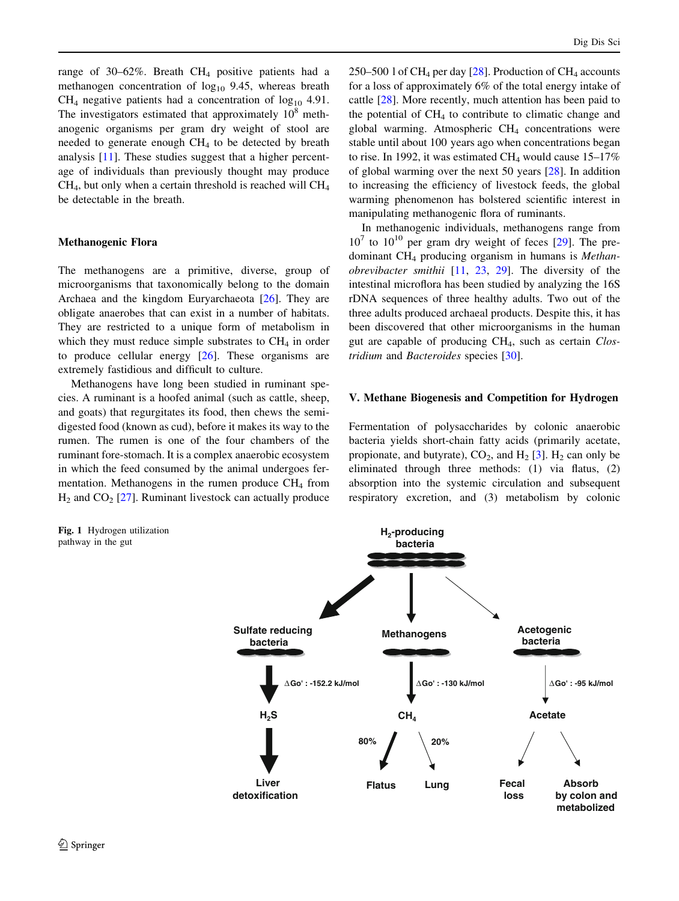range of 30–62%. Breath $CH_4$ positive patients had a methanogen concentration of $\log_{10}$ 9.45, whereas breath $CH_4$ negative patients had a concentration of $\log_{10}$ 4.91. The investigators estimated that approximately $10^8$ methanogenic organisms per gram dry weight of stool are needed to generate enough $CH_4$ to be detected by breath analysis [11]. These studies suggest that a higher percentage of individuals than previously thought may produce $CH_4$, but only when a certain threshold is reached will $CH_4$ be detectable in the breath.

### Methanogenic Flora

The methanogens are a primitive, diverse, group of microorganisms that taxonomically belong to the domain Archaea and the kingdom Euryarchaeota [26]. They are obligate anaerobes that can exist in a number of habitats. They are restricted to a unique form of metabolism in which they must reduce simple substrates to $CH_4$ in order to produce cellular energy [26]. These organisms are extremely fastidious and difficult to culture.

Methanogens have long been studied in ruminant species. A ruminant is a hoofed animal (such as cattle, sheep, and goats) that regurgitates its food, then chews the semi-digested food (known as cud), before it makes its way to the rumen. The rumen is one of the four chambers of the ruminant fore-stomach. It is a complex anaerobic ecosystem in which the feed consumed by the animal undergoes fermentation. Methanogens in the rumen produce $CH_4$ from $H_2$ and $CO_2$ [27]. Ruminant livestock can actually produce 250–500 l of $CH_4$ per day [28]. Production of $CH_4$ accounts for a loss of approximately 6% of the total energy intake of cattle [28]. More recently, much attention has been paid to the potential of $CH_4$ to contribute to climatic change and global warming. Atmospheric $CH_4$ concentrations were stable until about 100 years ago when concentrations began to rise. In 1992, it was estimated $CH_4$ would cause 15–17% of global warming over the next 50 years [28]. In addition to increasing the efficiency of livestock feeds, the global warming phenomenon has bolstered scientific interest in manipulating methanogenic flora of ruminants.

In methanogenic individuals, methanogens range from $10^7$ to $10^{10}$ per gram dry weight of feces [29]. The predominant $CH_4$ producing organism in humans is *Methanobrevibacter smithii* [11, 23, 29]. The diversity of the intestinal microflora has been studied by analyzing the 16S rDNA sequences of three healthy adults. Two out of the three adults produced archaeal products. Despite this, it has been discovered that other microorganisms in the human gut are capable of producing $CH_4$, such as certain *Clostridium* and *Bacteroides* species [30].

## V. Methane Biogenesis and Competition for Hydrogen

Fermentation of polysaccharides by colonic anaerobic bacteria yields short-chain fatty acids (primarily acetate, propionate, and butyrate), $CO_2$, and $H_2$ [3]. $H_2$ can only be eliminated through three methods: (1) via flatus, (2) absorption into the systemic circulation and subsequent respiratory excretion, and (3) metabolism by colonic

**Fig. 1** Hydrogen utilization pathway in the gut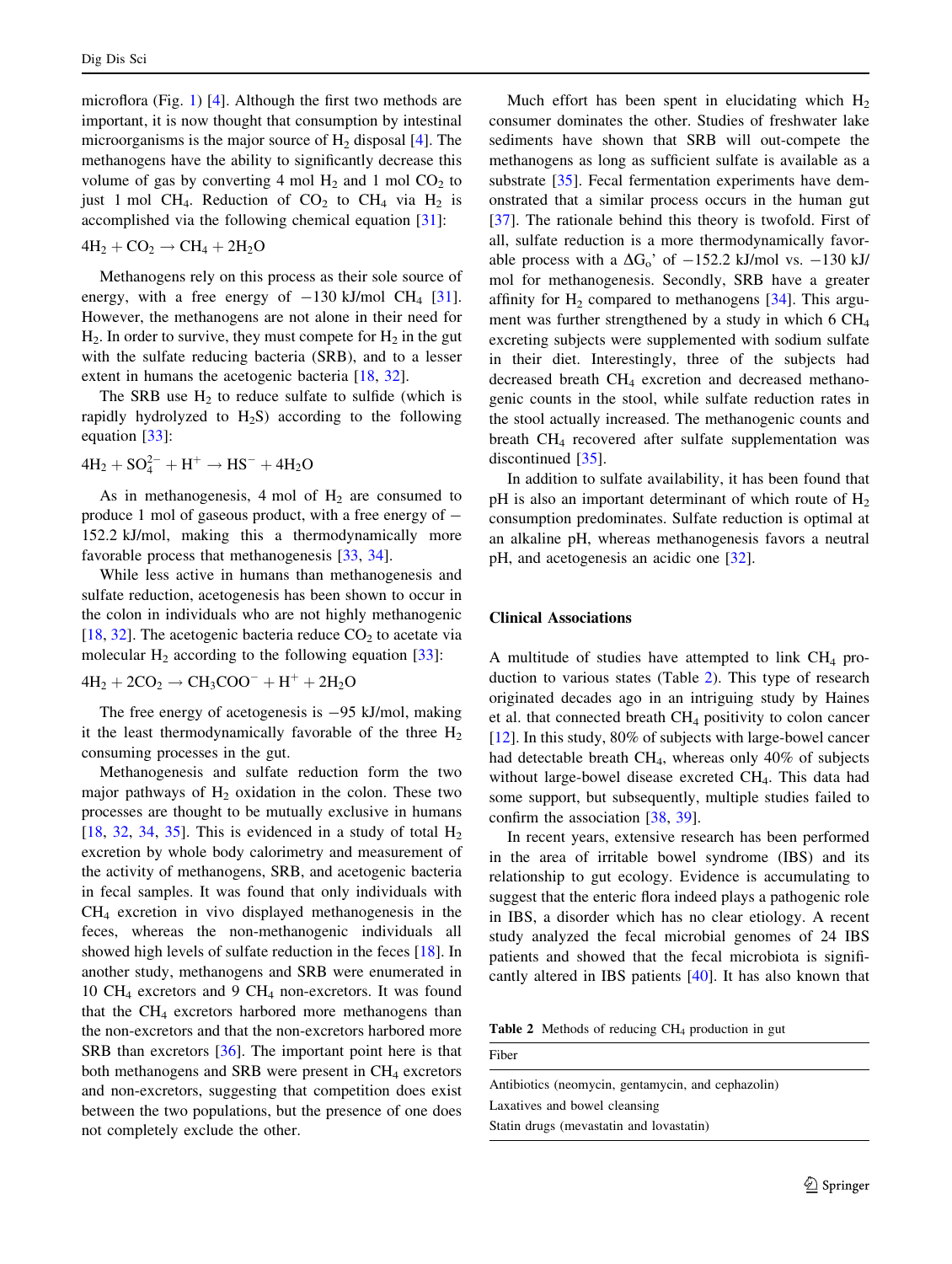microflora (Fig. 1) [4]. Although the first two methods are important, it is now thought that consumption by intestinal microorganisms is the major source of $H_2$ disposal [4]. The methanogens have the ability to significantly decrease this volume of gas by converting 4 mol $H_2$ and 1 mol $CO_2$ to just 1 mol $CH_4$. Reduction of $CO_2$ to $CH_4$ via $H_2$ is accomplished via the following chemical equation [31]:

$$4H_2 + CO_2 \rightarrow CH_4 + 2H_2O$$

Methanogens rely on this process as their sole source of energy, with a free energy of −130 kJ/mol $CH_4$ [31]. However, the methanogens are not alone in their need for $H_2$. In order to survive, they must compete for $H_2$ in the gut with the sulfate reducing bacteria (SRB), and to a lesser extent in humans the acetogenic bacteria [18, 32].

The SRB use $H_2$ to reduce sulfate to sulfide (which is rapidly hydrolyzed to $H_2S$) according to the following equation [33]:

$$4H_2 + SO_4^{2-} + H^+ \rightarrow HS^- + 4H_2O$$

As in methanogenesis, 4 mol of $H_2$ are consumed to produce 1 mol of gaseous product, with a free energy of −152.2 kJ/mol, making this a thermodynamically more favorable process that methanogenesis [33, 34].

While less active in humans than methanogenesis and sulfate reduction, acetogenesis has been shown to occur in the colon in individuals who are not highly methanogenic [18, 32]. The acetogenic bacteria reduce $CO_2$ to acetate via molecular $H_2$ according to the following equation [33]:

$$4H_2 + 2CO_2 \rightarrow CH_3COO^- + H^+ + 2H_2O$$

The free energy of acetogenesis is −95 kJ/mol, making it the least thermodynamically favorable of the three $H_2$ consuming processes in the gut.

Methanogenesis and sulfate reduction form the two major pathways of $H_2$ oxidation in the colon. These two processes are thought to be mutually exclusive in humans [18, 32, 34, 35]. This is evidenced in a study of total $H_2$ excretion by whole body calorimetry and measurement of the activity of methanogens, SRB, and acetogenic bacteria in fecal samples. It was found that only individuals with $CH_4$ excretion in vivo displayed methanogenesis in the feces, whereas the non-methanogenic individuals all showed high levels of sulfate reduction in the feces [18]. In another study, methanogens and SRB were enumerated in 10 $CH_4$ excretors and 9 $CH_4$ non-excretors. It was found that the $CH_4$ excretors harbored more methanogens than the non-excretors and that the non-excretors harbored more SRB than excretors [36]. The important point here is that both methanogens and SRB were present in $CH_4$ excretors and non-excretors, suggesting that competition does exist between the two populations, but the presence of one does not completely exclude the other.

Much effort has been spent in elucidating which $H_2$ consumer dominates the other. Studies of freshwater lake sediments have shown that SRB will out-compete the methanogens as long as sufficient sulfate is available as a substrate [35]. Fecal fermentation experiments have demonstrated that a similar process occurs in the human gut [37]. The rationale behind this theory is twofold. First of all, sulfate reduction is a more thermodynamically favorable process with a $\Delta G_o$' of −152.2 kJ/mol vs. −130 kJ/mol for methanogenesis. Secondly, SRB have a greater affinity for $H_2$ compared to methanogens [34]. This argument was further strengthened by a study in which 6 $CH_4$ excreting subjects were supplemented with sodium sulfate in their diet. Interestingly, three of the subjects had decreased breath $CH_4$ excretion and decreased methanogenic counts in the stool, while sulfate reduction rates in the stool actually increased. The methanogenic counts and breath $CH_4$ recovered after sulfate supplementation was discontinued [35].

In addition to sulfate availability, it has been found that pH is also an important determinant of which route of $H_2$ consumption predominates. Sulfate reduction is optimal at an alkaline pH, whereas methanogenesis favors a neutral pH, and acetogenesis an acidic one [32].

## Clinical Associations

A multitude of studies have attempted to link $CH_4$ production to various states (Table 2). This type of research originated decades ago in an intriguing study by Haines et al. that connected breath $CH_4$ positivity to colon cancer [12]. In this study, 80% of subjects with large-bowel cancer had detectable breath $CH_4$, whereas only 40% of subjects without large-bowel disease excreted $CH_4$. This data had some support, but subsequently, multiple studies failed to confirm the association [38, 39].

In recent years, extensive research has been performed in the area of irritable bowel syndrome (IBS) and its relationship to gut ecology. Evidence is accumulating to suggest that the enteric flora indeed plays a pathogenic role in IBS, a disorder which has no clear etiology. A recent study analyzed the fecal microbial genomes of 24 IBS patients and showed that the fecal microbiota is significantly altered in IBS patients [40]. It has also known that

Table 2 Methods of reducing $CH_4$ production in gut

| Fiber |
| --- |
| Antibiotics (neomycin, gentamycin, and cephazolin) |
| Laxatives and bowel cleansing |
| Statin drugs (mevastatin and lovastatin) |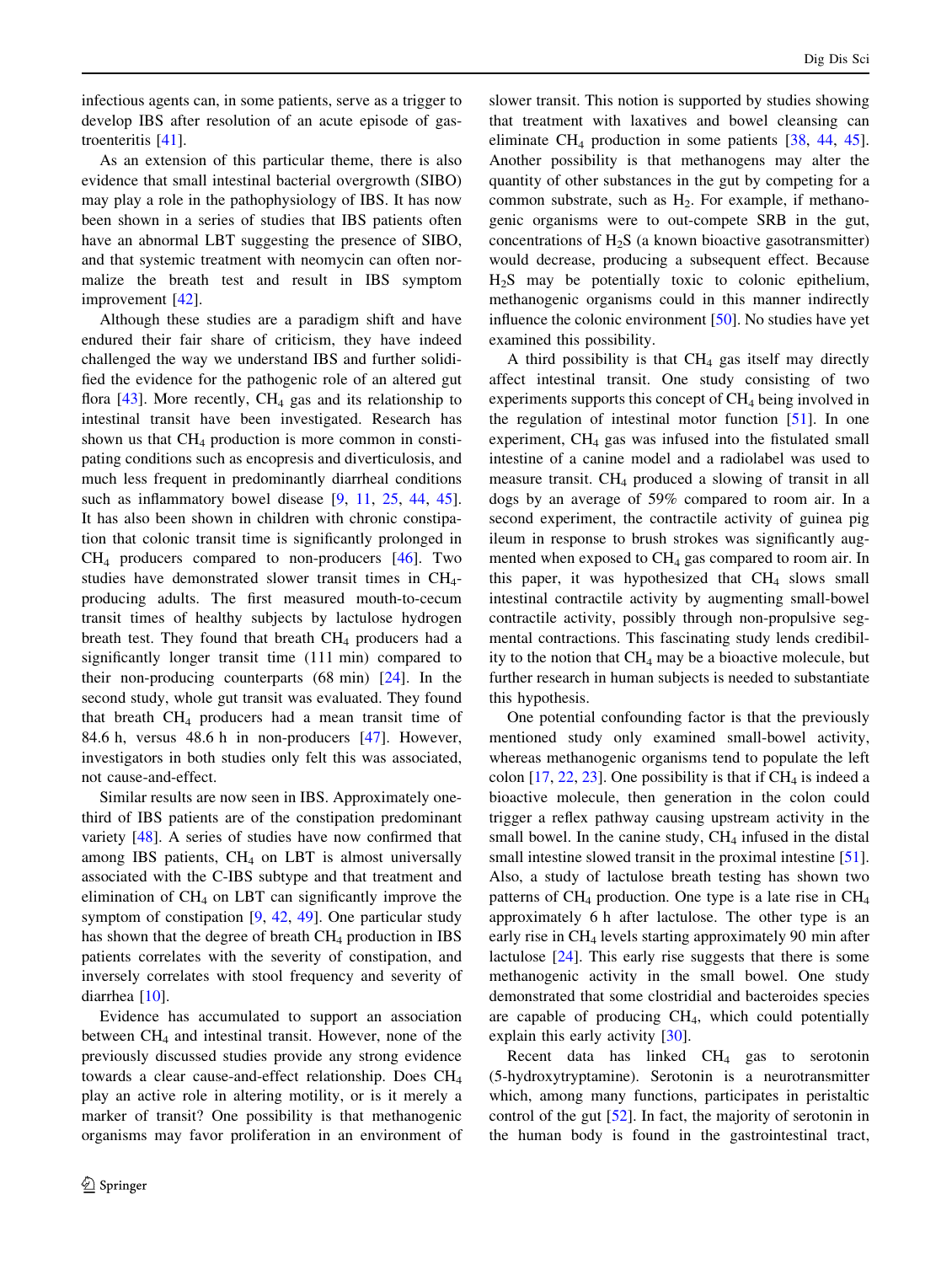infectious agents can, in some patients, serve as a trigger to develop IBS after resolution of an acute episode of gastroenteritis [41].

As an extension of this particular theme, there is also evidence that small intestinal bacterial overgrowth (SIBO) may play a role in the pathophysiology of IBS. It has now been shown in a series of studies that IBS patients often have an abnormal LBT suggesting the presence of SIBO, and that systemic treatment with neomycin can often normalize the breath test and result in IBS symptom improvement [42].

Although these studies are a paradigm shift and have endured their fair share of criticism, they have indeed challenged the way we understand IBS and further solidified the evidence for the pathogenic role of an altered gut flora [43]. More recently, $CH_4$ gas and its relationship to intestinal transit have been investigated. Research has shown us that $CH_4$ production is more common in constipating conditions such as encopresis and diverticulosis, and much less frequent in predominantly diarrheal conditions such as inflammatory bowel disease [9, 11, 25, 44, 45]. It has also been shown in children with chronic constipation that colonic transit time is significantly prolonged in $CH_4$ producers compared to non-producers [46]. Two studies have demonstrated slower transit times in $CH_4$-producing adults. The first measured mouth-to-cecum transit times of healthy subjects by lactulose hydrogen breath test. They found that breath $CH_4$ producers had a significantly longer transit time (111 min) compared to their non-producing counterparts (68 min) [24]. In the second study, whole gut transit was evaluated. They found that breath $CH_4$ producers had a mean transit time of 84.6 h, versus 48.6 h in non-producers [47]. However, investigators in both studies only felt this was associated, not cause-and-effect.

Similar results are now seen in IBS. Approximately one-third of IBS patients are of the constipation predominant variety [48]. A series of studies have now confirmed that among IBS patients, $CH_4$ on LBT is almost universally associated with the C-IBS subtype and that treatment and elimination of $CH_4$ on LBT can significantly improve the symptom of constipation [9, 42, 49]. One particular study has shown that the degree of breath $CH_4$ production in IBS patients correlates with the severity of constipation, and inversely correlates with stool frequency and severity of diarrhea [10].

Evidence has accumulated to support an association between $CH_4$ and intestinal transit. However, none of the previously discussed studies provide any strong evidence towards a clear cause-and-effect relationship. Does $CH_4$ play an active role in altering motility, or is it merely a marker of transit? One possibility is that methanogenic organisms may favor proliferation in an environment of slower transit. This notion is supported by studies showing that treatment with laxatives and bowel cleansing can eliminate $CH_4$ production in some patients [38, 44, 45]. Another possibility is that methanogens may alter the quantity of other substances in the gut by competing for a common substrate, such as $H_2$. For example, if methanogenic organisms were to out-compete SRB in the gut, concentrations of $H_2S$ (a known bioactive gasotransmitter) would decrease, producing a subsequent effect. Because $H_2S$ may be potentially toxic to colonic epithelium, methanogenic organisms could in this manner indirectly influence the colonic environment [50]. No studies have yet examined this possibility.

A third possibility is that $CH_4$ gas itself may directly affect intestinal transit. One study consisting of two experiments supports this concept of $CH_4$ being involved in the regulation of intestinal motor function [51]. In one experiment, $CH_4$ gas was infused into the fistulated small intestine of a canine model and a radiolabel was used to measure transit. $CH_4$ produced a slowing of transit in all dogs by an average of 59% compared to room air. In a second experiment, the contractile activity of guinea pig ileum in response to brush strokes was significantly augmented when exposed to $CH_4$ gas compared to room air. In this paper, it was hypothesized that $CH_4$ slows small intestinal contractile activity by augmenting small-bowel contractile activity, possibly through non-propulsive segmental contractions. This fascinating study lends credibility to the notion that $CH_4$ may be a bioactive molecule, but further research in human subjects is needed to substantiate this hypothesis.

One potential confounding factor is that the previously mentioned study only examined small-bowel activity, whereas methanogenic organisms tend to populate the left colon [17, 22, 23]. One possibility is that if $CH_4$ is indeed a bioactive molecule, then generation in the colon could trigger a reflex pathway causing upstream activity in the small bowel. In the canine study, $CH_4$ infused in the distal small intestine slowed transit in the proximal intestine [51]. Also, a study of lactulose breath testing has shown two patterns of $CH_4$ production. One type is a late rise in $CH_4$ approximately 6 h after lactulose. The other type is an early rise in $CH_4$ levels starting approximately 90 min after lactulose [24]. This early rise suggests that there is some methanogenic activity in the small bowel. One study demonstrated that some clostridial and bacteroides species are capable of producing $CH_4$, which could potentially explain this early activity [30].

Recent data has linked $CH_4$ gas to serotonin (5-hydroxytryptamine). Serotonin is a neurotransmitter which, among many functions, participates in peristaltic control of the gut [52]. In fact, the majority of serotonin in the human body is found in the gastrointestinal tract,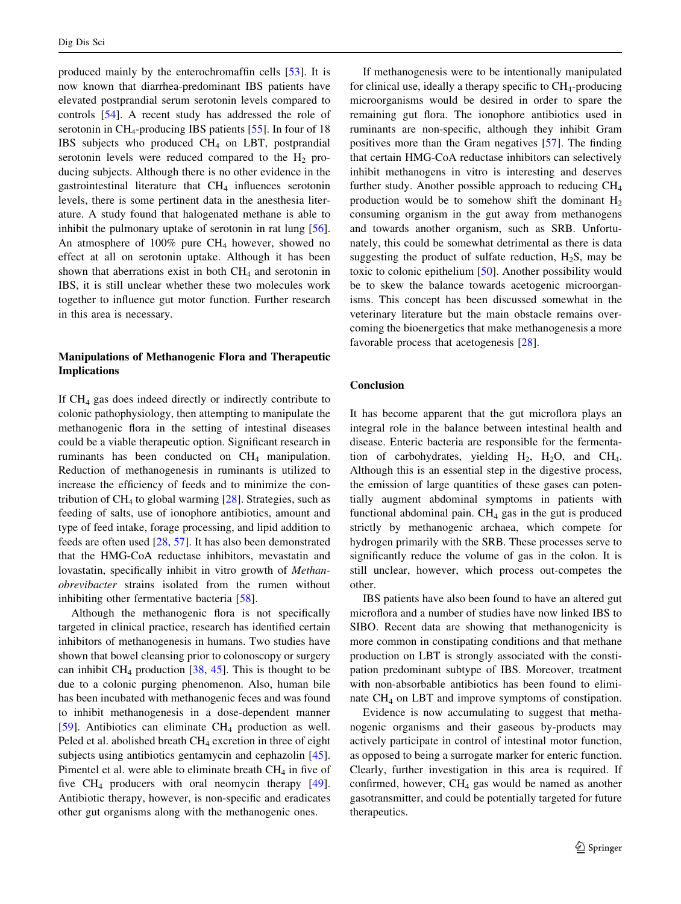produced mainly by the enterochromaffin cells [53]. It is now known that diarrhea-predominant IBS patients have elevated postprandial serum serotonin levels compared to controls [54]. A recent study has addressed the role of serotonin in $CH_4$-producing IBS patients [55]. In four of 18 IBS subjects who produced $CH_4$ on LBT, postprandial serotonin levels were reduced compared to the $H_2$ producing subjects. Although there is no other evidence in the gastrointestinal literature that $CH_4$ influences serotonin levels, there is some pertinent data in the anesthesia literature. A study found that halogenated methane is able to inhibit the pulmonary uptake of serotonin in rat lung [56]. An atmosphere of 100% pure $CH_4$ however, showed no effect at all on serotonin uptake. Although it has been shown that aberrations exist in both $CH_4$ and serotonin in IBS, it is still unclear whether these two molecules work together to influence gut motor function. Further research in this area is necessary.

### Manipulations of Methanogenic Flora and Therapeutic Implications

If $CH_4$ gas does indeed directly or indirectly contribute to colonic pathophysiology, then attempting to manipulate the methanogenic flora in the setting of intestinal diseases could be a viable therapeutic option. Significant research in ruminants has been conducted on $CH_4$ manipulation. Reduction of methanogenesis in ruminants is utilized to increase the efficiency of feeds and to minimize the contribution of $CH_4$ to global warming [28]. Strategies, such as feeding of salts, use of ionophore antibiotics, amount and type of feed intake, forage processing, and lipid addition to feeds are often used [28, 57]. It has also been demonstrated that the HMG-CoA reductase inhibitors, mevastatin and lovastatin, specifically inhibit in vitro growth of *Methanobrevibacter* strains isolated from the rumen without inhibiting other fermentative bacteria [58].

Although the methanogenic flora is not specifically targeted in clinical practice, research has identified certain inhibitors of methanogenesis in humans. Two studies have shown that bowel cleansing prior to colonoscopy or surgery can inhibit $CH_4$ production [38, 45]. This is thought to be due to a colonic purging phenomenon. Also, human bile has been incubated with methanogenic feces and was found to inhibit methanogenesis in a dose-dependent manner [59]. Antibiotics can eliminate $CH_4$ production as well. Peled et al. abolished breath $CH_4$ excretion in three of eight subjects using antibiotics gentamycin and cephazolin [45]. Pimentel et al. were able to eliminate breath $CH_4$ in five of five $CH_4$ producers with oral neomycin therapy [49]. Antibiotic therapy, however, is non-specific and eradicates other gut organisms along with the methanogenic ones.

If methanogenesis were to be intentionally manipulated for clinical use, ideally a therapy specific to $CH_4$-producing microorganisms would be desired in order to spare the remaining gut flora. The ionophore antibiotics used in ruminants are non-specific, although they inhibit Gram positives more than the Gram negatives [57]. The finding that certain HMG-CoA reductase inhibitors can selectively inhibit methanogens in vitro is interesting and deserves further study. Another possible approach to reducing $CH_4$ production would be to somehow shift the dominant $H_2$ consuming organism in the gut away from methanogens and towards another organism, such as SRB. Unfortunately, this could be somewhat detrimental as there is data suggesting the product of sulfate reduction, $H_2S$, may be toxic to colonic epithelium [50]. Another possibility would be to skew the balance towards acetogenic microorganisms. This concept has been discussed somewhat in the veterinary literature but the main obstacle remains overcoming the bioenergetics that make methanogenesis a more favorable process that acetogenesis [28].

### Conclusion

It has become apparent that the gut microflora plays an integral role in the balance between intestinal health and disease. Enteric bacteria are responsible for the fermentation of carbohydrates, yielding $H_2$, $H_2O$, and $CH_4$. Although this is an essential step in the digestive process, the emission of large quantities of these gases can potentially augment abdominal symptoms in patients with functional abdominal pain. $CH_4$ gas in the gut is produced strictly by methanogenic archaea, which compete for hydrogen primarily with the SRB. These processes serve to significantly reduce the volume of gas in the colon. It is still unclear, however, which process out-competes the other.

IBS patients have also been found to have an altered gut microflora and a number of studies have now linked IBS to SIBO. Recent data are showing that methanogenicity is more common in constipating conditions and that methane production on LBT is strongly associated with the constipation predominant subtype of IBS. Moreover, treatment with non-absorbable antibiotics has been found to eliminate $CH_4$ on LBT and improve symptoms of constipation.

Evidence is now accumulating to suggest that methanogenic organisms and their gaseous by-products may actively participate in control of intestinal motor function, as opposed to being a surrogate marker for enteric function. Clearly, further investigation in this area is required. If confirmed, however, $CH_4$ gas would be named as another gasotransmitter, and could be potentially targeted for future therapeutics.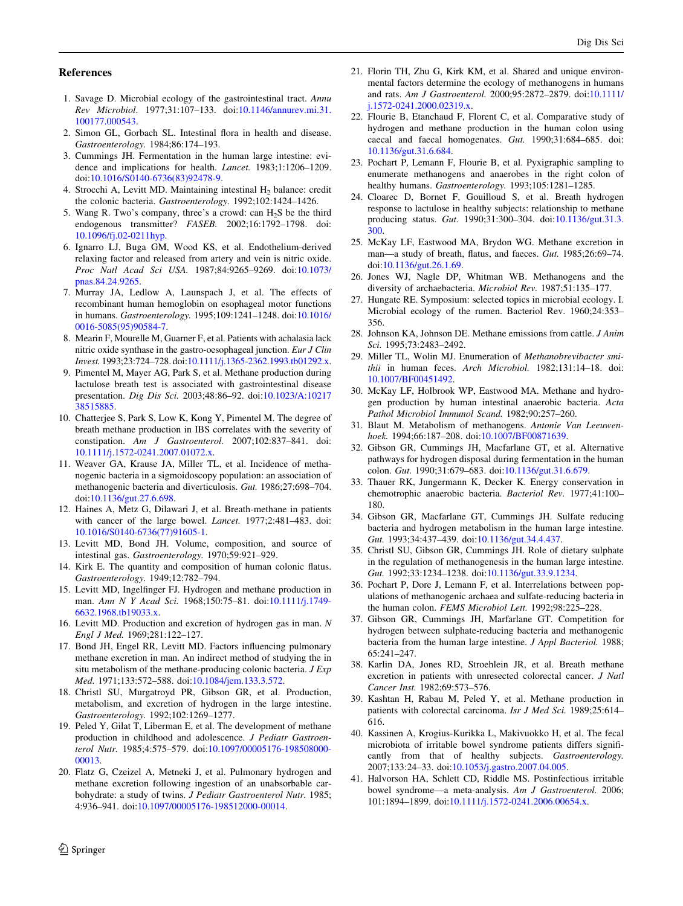## References

1. Savage D. Microbial ecology of the gastrointestinal tract. *Annu Rev Microbiol*. 1977;31:107–133. doi:10.1146/annurev.mi.31.100177.000543.
2. Simon GL, Gorbach SL. Intestinal flora in health and disease. *Gastroenterology*. 1984;86:174–193.
3. Cummings JH. Fermentation in the human large intestine: evidence and implications for health. *Lancet*. 1983;1:1206–1209. doi:10.1016/S0140-6736(83)92478-9.
4. Strocchi A, Levitt MD. Maintaining intestinal $H_2$ balance: credit the colonic bacteria. *Gastroenterology*. 1992;102:1424–1426.
5. Wang R. Two's company, three's a crowd: can $H_2S$ be the third endogenous transmitter? *FASEB*. 2002;16:1792–1798. doi:10.1096/fj.02-0211hyp.
6. Ignarro LJ, Buga GM, Wood KS, et al. Endothelium-derived relaxing factor and released from artery and vein is nitric oxide. *Proc Natl Acad Sci USA*. 1987;84:9265–9269. doi:10.1073/pnas.84.24.9265.
7. Murray JA, Ledlow A, Launspach J, et al. The effects of recombinant human hemoglobin on esophageal motor functions in humans. *Gastroenterology*. 1995;109:1241–1248. doi:10.1016/0016-5085(95)90584-7.
8. Mearin F, Mourelle M, Guarner F, et al. Patients with achalasia lack nitric oxide synthase in the gastro-oesophageal junction. *Eur J Clin Invest*. 1993;23:724–728. doi:10.1111/j.1365-2362.1993.tb01292.x.
9. Pimentel M, Mayer AG, Park S, et al. Methane production during lactulose breath test is associated with gastrointestinal disease presentation. *Dig Dis Sci*. 2003;48:86–92. doi:10.1023/A:1021738515885.
10. Chatterjee S, Park S, Low K, Kong Y, Pimentel M. The degree of breath methane production in IBS correlates with the severity of constipation. *Am J Gastroenterol*. 2007;102:837–841. doi:10.1111/j.1572-0241.2007.01072.x.
11. Weaver GA, Krause JA, Miller TL, et al. Incidence of methanogenic bacteria in a sigmoidoscopy population: an association of methanogenic bacteria and diverticulosis. *Gut*. 1986;27:698–704. doi:10.1136/gut.27.6.698.
12. Haines A, Metz G, Dilawari J, et al. Breath-methane in patients with cancer of the large bowel. *Lancet*. 1977;2:481–483. doi:10.1016/S0140-6736(77)91605-1.
13. Levitt MD, Bond JH. Volume, composition, and source of intestinal gas. *Gastroenterology*. 1970;59:921–929.
14. Kirk E. The quantity and composition of human colonic flatus. *Gastroenterology*. 1949;12:782–794.
15. Levitt MD, Ingelfinger FJ. Hydrogen and methane production in man. *Ann N Y Acad Sci*. 1968;150:75–81. doi:10.1111/j.1749-6632.1968.tb19033.x.
16. Levitt MD. Production and excretion of hydrogen gas in man. *N Engl J Med*. 1969;281:122–127.
17. Bond JH, Engel RR, Levitt MD. Factors influencing pulmonary methane excretion in man. An indirect method of studying the in situ metabolism of the methane-producing colonic bacteria. *J Exp Med*. 1971;133:572–588. doi:10.1084/jem.133.3.572.
18. Christl SU, Murgatroyd PR, Gibson GR, et al. Production, metabolism, and excretion of hydrogen in the large intestine. *Gastroenterology*. 1992;102:1269–1277.
19. Peled Y, Gilat T, Liberman E, et al. The development of methane production in childhood and adolescence. *J Pediatr Gastroenterol Nutr*. 1985;4:575–579. doi:10.1097/00005176-198508000-00013.
20. Flatz G, Czeizel A, Metneki J, et al. Pulmonary hydrogen and methane excretion following ingestion of an unabsorbable carbohydrate: a study of twins. *J Pediatr Gastroenterol Nutr*. 1985;4:936–941. doi:10.1097/00005176-198512000-00014.
21. Florin TH, Zhu G, Kirk KM, et al. Shared and unique environmental factors determine the ecology of methanogens in humans and rats. *Am J Gastroenterol*. 2000;95:2872–2879. doi:10.1111/j.1572-0241.2000.02319.x.
22. Flourie B, Etanchaud F, Florent C, et al. Comparative study of hydrogen and methane production in the human colon using caecal and faecal homogenates. *Gut*. 1990;31:684–685. doi:10.1136/gut.31.6.684.
23. Pochart P, Lemann F, Flourie B, et al. Pyxigraphic sampling to enumerate methanogens and anaerobes in the right colon of healthy humans. *Gastroenterology*. 1993;105:1281–1285.
24. Cloarec D, Bornet F, Gouilloud S, et al. Breath hydrogen response to lactulose in healthy subjects: relationship to methane producing status. *Gut*. 1990;31:300–304. doi:10.1136/gut.31.3.300.
25. McKay LF, Eastwood MA, Brydon WG. Methane excretion in man—a study of breath, flatus, and faeces. *Gut*. 1985;26:69–74. doi:10.1136/gut.26.1.69.
26. Jones WJ, Nagle DP, Whitman WB. Methanogens and the diversity of archaebacteria. *Microbiol Rev*. 1987;51:135–177.
27. Hungate RE. Symposium: selected topics in microbial ecology. I. Microbial ecology of the rumen. Bacteriol Rev. 1960;24:353–356.
28. Johnson KA, Johnson DE. Methane emissions from cattle. *J Anim Sci*. 1995;73:2483–2492.
29. Miller TL, Wolin MJ. Enumeration of *Methanobrevibacter smithii* in human feces. *Arch Microbiol*. 1982;131:14–18. doi:10.1007/BF00451492.
30. McKay LF, Holbrook WP, Eastwood MA. Methane and hydrogen production by human intestinal anaerobic bacteria. *Acta Pathol Microbiol Immunol Scand*. 1982;90:257–260.
31. Blaut M. Metabolism of methanogens. *Antonie Van Leeuwenhoek*. 1994;66:187–208. doi:10.1007/BF00871639.
32. Gibson GR, Cummings JH, Macfarlane GT, et al. Alternative pathways for hydrogen disposal during fermentation in the human colon. *Gut*. 1990;31:679–683. doi:10.1136/gut.31.6.679.
33. Thauer RK, Jungermann K, Decker K. Energy conservation in chemotrophic anaerobic bacteria. *Bacteriol Rev*. 1977;41:100–180.
34. Gibson GR, Macfarlane GT, Cummings JH. Sulfate reducing bacteria and hydrogen metabolism in the human large intestine. *Gut*. 1993;34:437–439. doi:10.1136/gut.34.4.437.
35. Christl SU, Gibson GR, Cummings JH. Role of dietary sulphate in the regulation of methanogenesis in the human large intestine. *Gut*. 1992;33:1234–1238. doi:10.1136/gut.33.9.1234.
36. Pochart P, Dore J, Lemann F, et al. Interrelations between populations of methanogenic archaea and sulfate-reducing bacteria in the human colon. *FEMS Microbiol Lett*. 1992;98:225–228.
37. Gibson GR, Cummings JH, Marfarlane GT. Competition for hydrogen between sulphate-reducing bacteria and methanogenic bacteria from the human large intestine. *J Appl Bacteriol*. 1988;65:241–247.
38. Karlin DA, Jones RD, Stroehlein JR, et al. Breath methane excretion in patients with unresected colorectal cancer. *J Natl Cancer Inst*. 1982;69:573–576.
39. Kashtan H, Rabau M, Peled Y, et al. Methane production in patients with colorectal carcinoma. *Isr J Med Sci*. 1989;25:614–616.
40. Kassinen A, Krogius-Kurikka L, Makivuokko H, et al. The fecal microbiota of irritable bowel syndrome patients differs significantly from that of healthy subjects. *Gastroenterology*. 2007;133:24–33. doi:10.1053/j.gastro.2007.04.005.
41. Halvorson HA, Schlett CD, Riddle MS. Postinfectious irritable bowel syndrome—a meta-analysis. *Am J Gastroenterol*. 2006;101:1894–1899. doi:10.1111/j.1572-0241.2006.00654.x.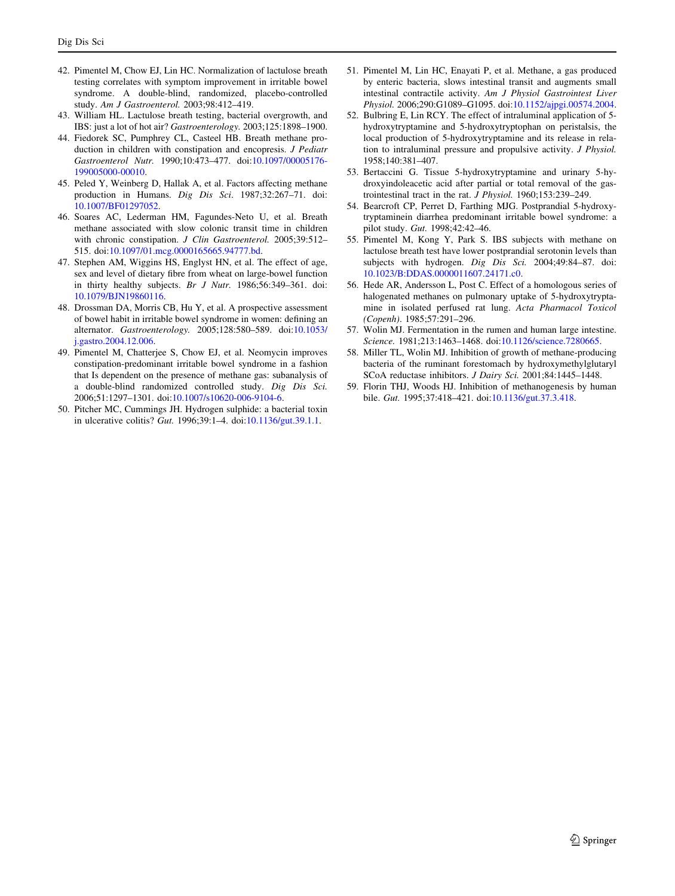42. Pimentel M, Chow EJ, Lin HC. Normalization of lactulose breath testing correlates with symptom improvement in irritable bowel syndrome. A double-blind, randomized, placebo-controlled study. *Am J Gastroenterol.* 2003;98:412–419.
43. William HL. Lactulose breath testing, bacterial overgrowth, and IBS: just a lot of hot air? *Gastroenterology.* 2003;125:1898–1900.
44. Fiedorek SC, Pumphrey CL, Casteel HB. Breath methane production in children with constipation and encopresis. *J Pediatr Gastroenterol Nutr.* 1990;10:473–477. doi:10.1097/00005176-199005000-00010.
45. Peled Y, Weinberg D, Hallak A, et al. Factors affecting methane production in Humans. *Dig Dis Sci*. 1987;32:267–71. doi:10.1007/BF01297052.
46. Soares AC, Lederman HM, Fagundes-Neto U, et al. Breath methane associated with slow colonic transit time in children with chronic constipation. *J Clin Gastroenterol.* 2005;39:512–515. doi:10.1097/01.mcg.0000165665.94777.bd.
47. Stephen AM, Wiggins HS, Englyst HN, et al. The effect of age, sex and level of dietary fibre from wheat on large-bowel function in thirty healthy subjects. *Br J Nutr.* 1986;56:349–361. doi:10.1079/BJN19860116.
48. Drossman DA, Morris CB, Hu Y, et al. A prospective assessment of bowel habit in irritable bowel syndrome in women: defining an alternator. *Gastroenterology.* 2005;128:580–589. doi:10.1053/j.gastro.2004.12.006.
49. Pimentel M, Chatterjee S, Chow EJ, et al. Neomycin improves constipation-predominant irritable bowel syndrome in a fashion that Is dependent on the presence of methane gas: subanalysis of a double-blind randomized controlled study. *Dig Dis Sci.* 2006;51:1297–1301. doi:10.1007/s10620-006-9104-6.
50. Pitcher MC, Cummings JH. Hydrogen sulphide: a bacterial toxin in ulcerative colitis? *Gut.* 1996;39:1–4. doi:10.1136/gut.39.1.1.
51. Pimentel M, Lin HC, Enayati P, et al. Methane, a gas produced by enteric bacteria, slows intestinal transit and augments small intestinal contractile activity. *Am J Physiol Gastrointest Liver Physiol.* 2006;290:G1089–G1095. doi:10.1152/ajpgi.00574.2004.
52. Bulbring E, Lin RCY. The effect of intraluminal application of 5-hydroxytryptamine and 5-hydroxytryptophan on peristalsis, the local production of 5-hydroxytryptamine and its release in relation to intraluminal pressure and propulsive activity. *J Physiol.* 1958;140:381–407.
53. Bertaccini G. Tissue 5-hydroxytryptamine and urinary 5-hydroxyindoleacetic acid after partial or total removal of the gastrointestinal tract in the rat. *J Physiol.* 1960;153:239–249.
54. Bearcroft CP, Perret D, Farthing MJG. Postprandial 5-hydroxytryptaminein diarrhea predominant irritable bowel syndrome: a pilot study. *Gut.* 1998;42:42–46.
55. Pimentel M, Kong Y, Park S. IBS subjects with methane on lactulose breath test have lower postprandial serotonin levels than subjects with hydrogen. *Dig Dis Sci.* 2004;49:84–87. doi:10.1023/B:DDAS.0000011607.24171.c0.
56. Hede AR, Andersson L, Post C. Effect of a homologous series of halogenated methanes on pulmonary uptake of 5-hydroxytryptamine in isolated perfused rat lung. *Acta Pharmacol Toxicol (Copenh).* 1985;57:291–296.
57. Wolin MJ. Fermentation in the rumen and human large intestine. *Science.* 1981;213:1463–1468. doi:10.1126/science.7280665.
58. Miller TL, Wolin MJ. Inhibition of growth of methane-producing bacteria of the ruminant forestomach by hydroxymethylglutaryl SCoA reductase inhibitors. *J Dairy Sci.* 2001;84:1445–1448.
59. Florin THJ, Woods HJ. Inhibition of methanogenesis by human bile. *Gut.* 1995;37:418–421. doi:10.1136/gut.37.3.418.